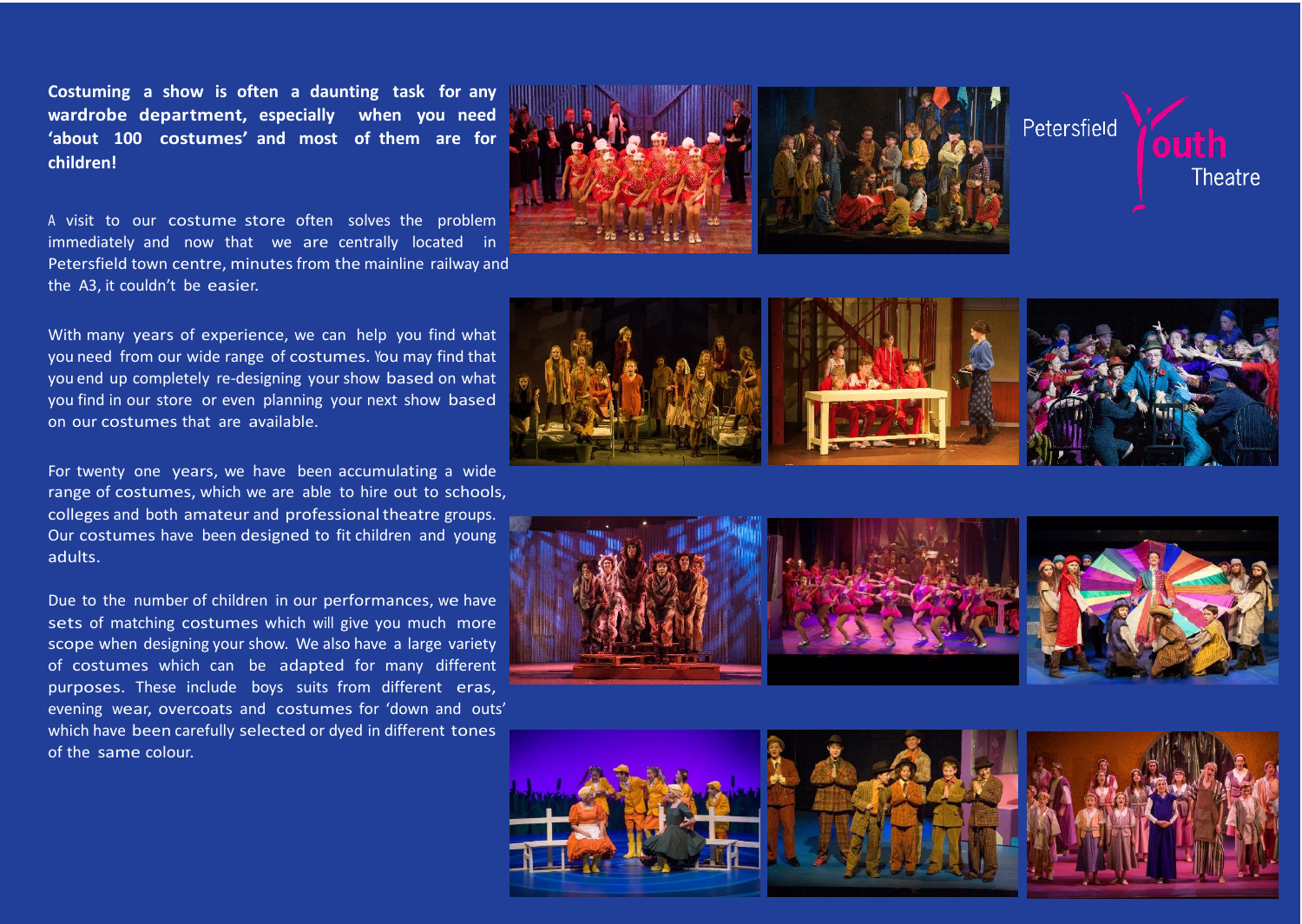**Costuming a show is often a daunting task for any wardrobe department, especially when you need 'about 100 costumes' and most of them are for children!**

A visit to our costume store often solves the problem immediately and now that we are centrally located in Petersfield town centre, minutes from the mainline railway and the A3, it couldn't be easier.

With many years of experience, we can help you find what you need from our wide range of costumes. You may find that you end up completely re-designing your show based on what you find in our store or even planning your next show based on our costumes that are available.

For twenty one years, we have been accumulating a wide range of costumes, which we are able to hire out to schools, colleges and both amateur and professional theatre groups. Our costumes have been designed to fit children and young adults.

Due to the number of children in our performances, we have sets of matching costumes which will give you much more scope when designing your show. We also have a large variety of costumes which can be adapted for many different purposes. These include boys suits from different eras, evening wear, overcoats and costumes for 'down and outs' which have been carefully selected or dyed in different tones of the same colour.

Petersfield Youth Theatre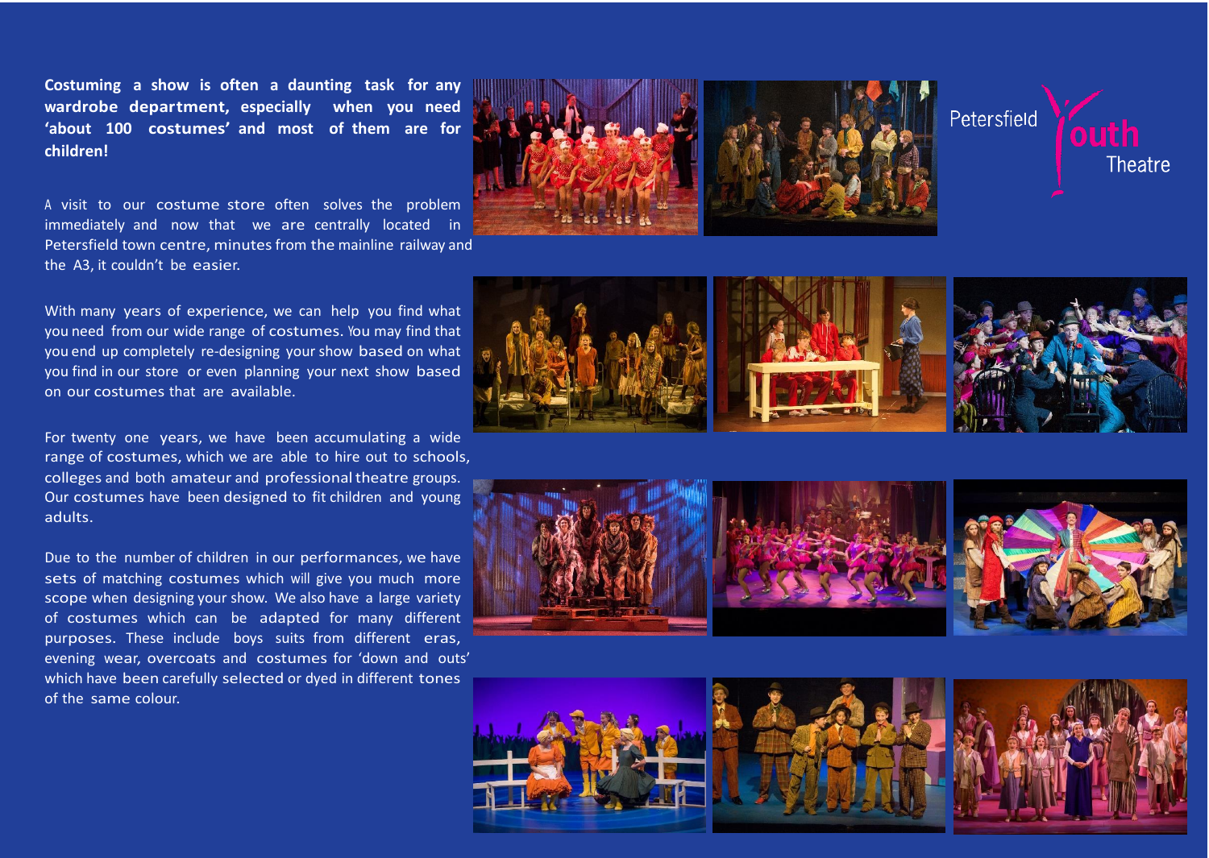Petersfield Youth Theatre

**Costuming a show is often a daunting task for any wardrobe department, especially when you need 'about 100 costumes' and most of them are for children!**

A visit to our costume store often solves the problem immediately and now that we are centrally located in Petersfield town centre, minutes from the mainline railway and the A3, it couldn't be easier.

With many years of experience, we can help you find what you need from our wide range of costumes. You may find that you end up completely re-designing your show based on what you find in our store or even planning your next show based on our costumes that are available.

For twenty one years, we have been accumulating a wide range of costumes, which we are able to hire out to schools, colleges and both amateur and professional theatre groups. Our costumes have been designed to fit children and young adults.

Due to the number of children in our performances, we have sets of matching costumes which will give you much more scope when designing your show. We also have a large variety of costumes which can be adapted for many different purposes. These include boys suits from different eras, evening wear, overcoats and costumes for 'down and outs' which have been carefully selected or dyed in different tones of the same colour.